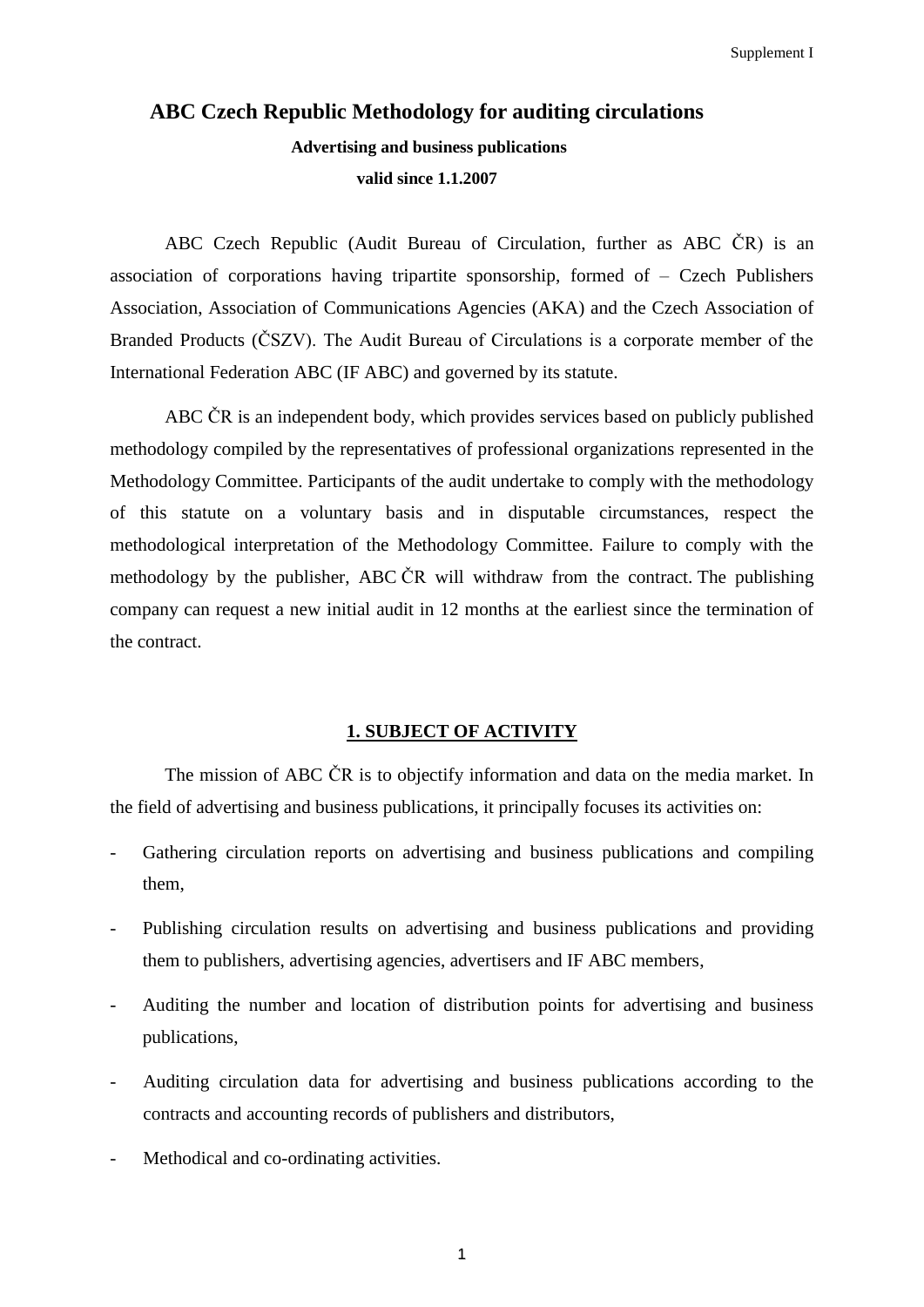Supplement I

# ABC Czech Republic Methodology for auditing circulations

**Advertising and business publications**

**valid since 1.1.2007**

ABC Czech Republic (Audit Bureau of Circulation, further as ABC ČR) is an association of corporations having tripartite sponsorship, formed of – Czech Publishers Association, Association of Communications Agencies (AKA) and the Czech Association of Branded Products (ČSZV). The Audit Bureau of Circulations is a corporate member of the International Federation ABC (IF ABC) and governed by its statute.

ABC ČR is an independent body, which provides services based on publicly published methodology compiled by the representatives of professional organizations represented in the Methodology Committee. Participants of the audit undertake to comply with the methodology of this statute on a voluntary basis and in disputable circumstances, respect the methodological interpretation of the Methodology Committee. Failure to comply with the methodology by the publisher, ABC ČR will withdraw from the contract. The publishing company can request a new initial audit in 12 months at the earliest since the termination of the contract.

## 1. SUBJECT OF ACTIVITY

The mission of ABC ČR is to objectify information and data on the media market. In the field of advertising and business publications, it principally focuses its activities on:

- Gathering circulation reports on advertising and business publications and compiling them,
- Publishing circulation results on advertising and business publications and providing them to publishers, advertising agencies, advertisers and IF ABC members,
- Auditing the number and location of distribution points for advertising and business publications,
- Auditing circulation data for advertising and business publications according to the contracts and accounting records of publishers and distributors,
- Methodical and co-ordinating activities.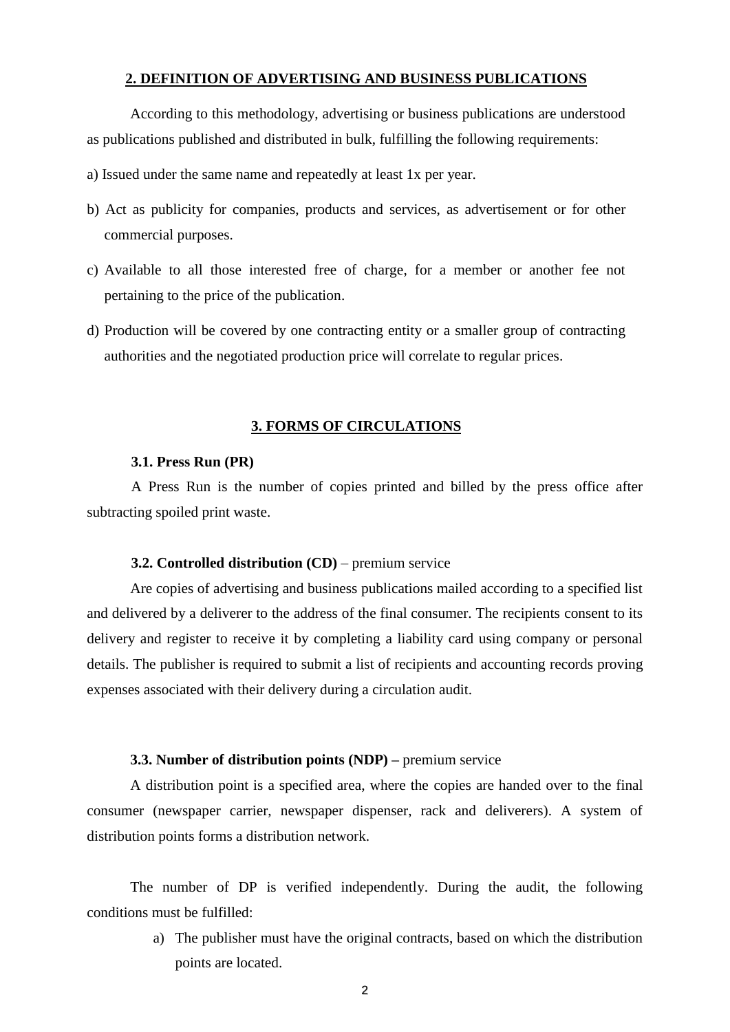## 2. DEFINITION OF ADVERTISING AND BUSINESS PUBLICATIONS

According to this methodology, advertising or business publications are understood as publications published and distributed in bulk, fulfilling the following requirements:

a) Issued under the same name and repeatedly at least 1x per year.

b) Act as publicity for companies, products and services, as advertisement or for other commercial purposes.

c) Available to all those interested free of charge, for a member or another fee not pertaining to the price of the publication.

d) Production will be covered by one contracting entity or a smaller group of contracting authorities and the negotiated production price will correlate to regular prices.

## 3. FORMS OF CIRCULATIONS

### 3.1. Press Run (PR)

A Press Run is the number of copies printed and billed by the press office after subtracting spoiled print waste.

### 3.2. Controlled distribution (CD) – premium service

Are copies of advertising and business publications mailed according to a specified list and delivered by a deliverer to the address of the final consumer. The recipients consent to its delivery and register to receive it by completing a liability card using company or personal details. The publisher is required to submit a list of recipients and accounting records proving expenses associated with their delivery during a circulation audit.

### 3.3. Number of distribution points (NDP) – premium service

A distribution point is a specified area, where the copies are handed over to the final consumer (newspaper carrier, newspaper dispenser, rack and deliverers). A system of distribution points forms a distribution network.

The number of DP is verified independently. During the audit, the following conditions must be fulfilled:

a) The publisher must have the original contracts, based on which the distribution points are located.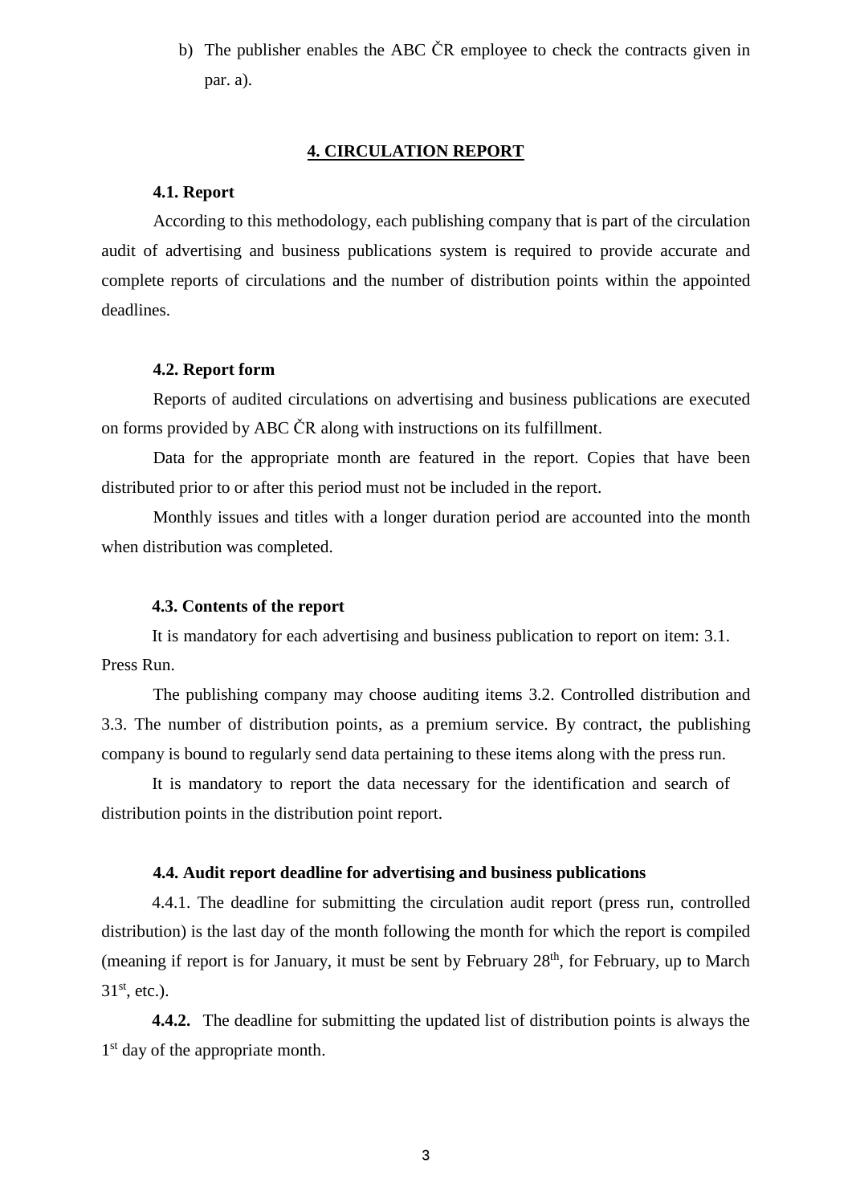b) The publisher enables the ABC ČR employee to check the contracts given in par. a).

## 4. CIRCULATION REPORT

### 4.1. Report

According to this methodology, each publishing company that is part of the circulation audit of advertising and business publications system is required to provide accurate and complete reports of circulations and the number of distribution points within the appointed deadlines.

### 4.2. Report form

Reports of audited circulations on advertising and business publications are executed on forms provided by ABC ČR along with instructions on its fulfillment.

Data for the appropriate month are featured in the report. Copies that have been distributed prior to or after this period must not be included in the report.

Monthly issues and titles with a longer duration period are accounted into the month when distribution was completed.

### 4.3. Contents of the report

It is mandatory for each advertising and business publication to report on item: 3.1. Press Run.

The publishing company may choose auditing items 3.2. Controlled distribution and 3.3. The number of distribution points, as a premium service. By contract, the publishing company is bound to regularly send data pertaining to these items along with the press run.

It is mandatory to report the data necessary for the identification and search of distribution points in the distribution point report.

### 4.4. Audit report deadline for advertising and business publications

4.4.1. The deadline for submitting the circulation audit report (press run, controlled distribution) is the last day of the month following the month for which the report is compiled (meaning if report is for January, it must be sent by February 28th, for February, up to March 31st, etc.).

**4.4.2.** The deadline for submitting the updated list of distribution points is always the 1st day of the appropriate month.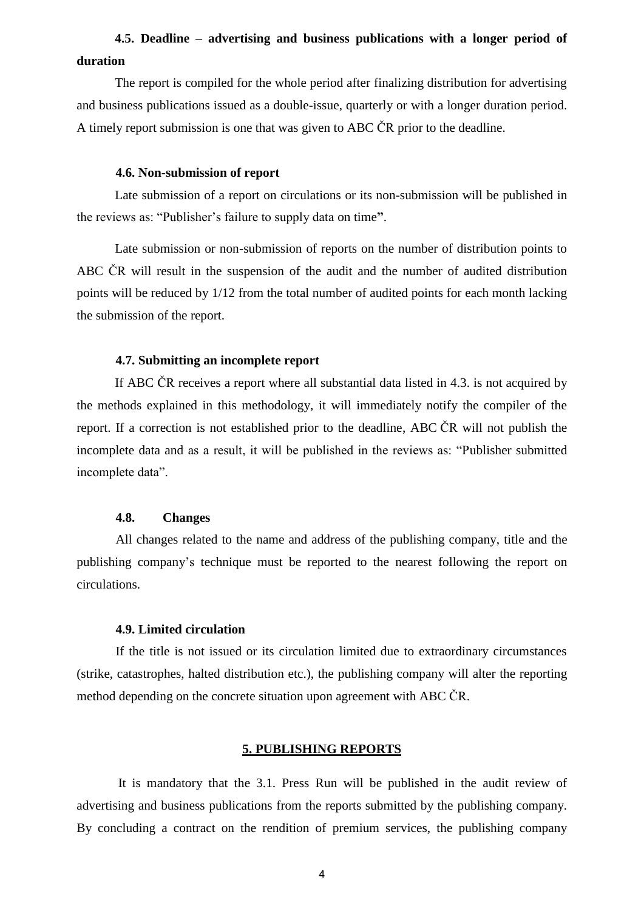#### 4.5. Deadline – advertising and business publications with a longer period of duration

The report is compiled for the whole period after finalizing distribution for advertising and business publications issued as a double-issue, quarterly or with a longer duration period. A timely report submission is one that was given to ABC ČR prior to the deadline.

#### 4.6. Non-submission of report

Late submission of a report on circulations or its non-submission will be published in the reviews as: "Publisher's failure to supply data on time**"**.

Late submission or non-submission of reports on the number of distribution points to ABC ČR will result in the suspension of the audit and the number of audited distribution points will be reduced by 1/12 from the total number of audited points for each month lacking the submission of the report.

#### 4.7. Submitting an incomplete report

If ABC ČR receives a report where all substantial data listed in 4.3. is not acquired by the methods explained in this methodology, it will immediately notify the compiler of the report. If a correction is not established prior to the deadline, ABC ČR will not publish the incomplete data and as a result, it will be published in the reviews as: "Publisher submitted incomplete data".

#### 4.8. Changes

All changes related to the name and address of the publishing company, title and the publishing company's technique must be reported to the nearest following the report on circulations.

#### 4.9. Limited circulation

If the title is not issued or its circulation limited due to extraordinary circumstances (strike, catastrophes, halted distribution etc.), the publishing company will alter the reporting method depending on the concrete situation upon agreement with ABC ČR.

## 5. PUBLISHING REPORTS

It is mandatory that the 3.1. Press Run will be published in the audit review of advertising and business publications from the reports submitted by the publishing company. By concluding a contract on the rendition of premium services, the publishing company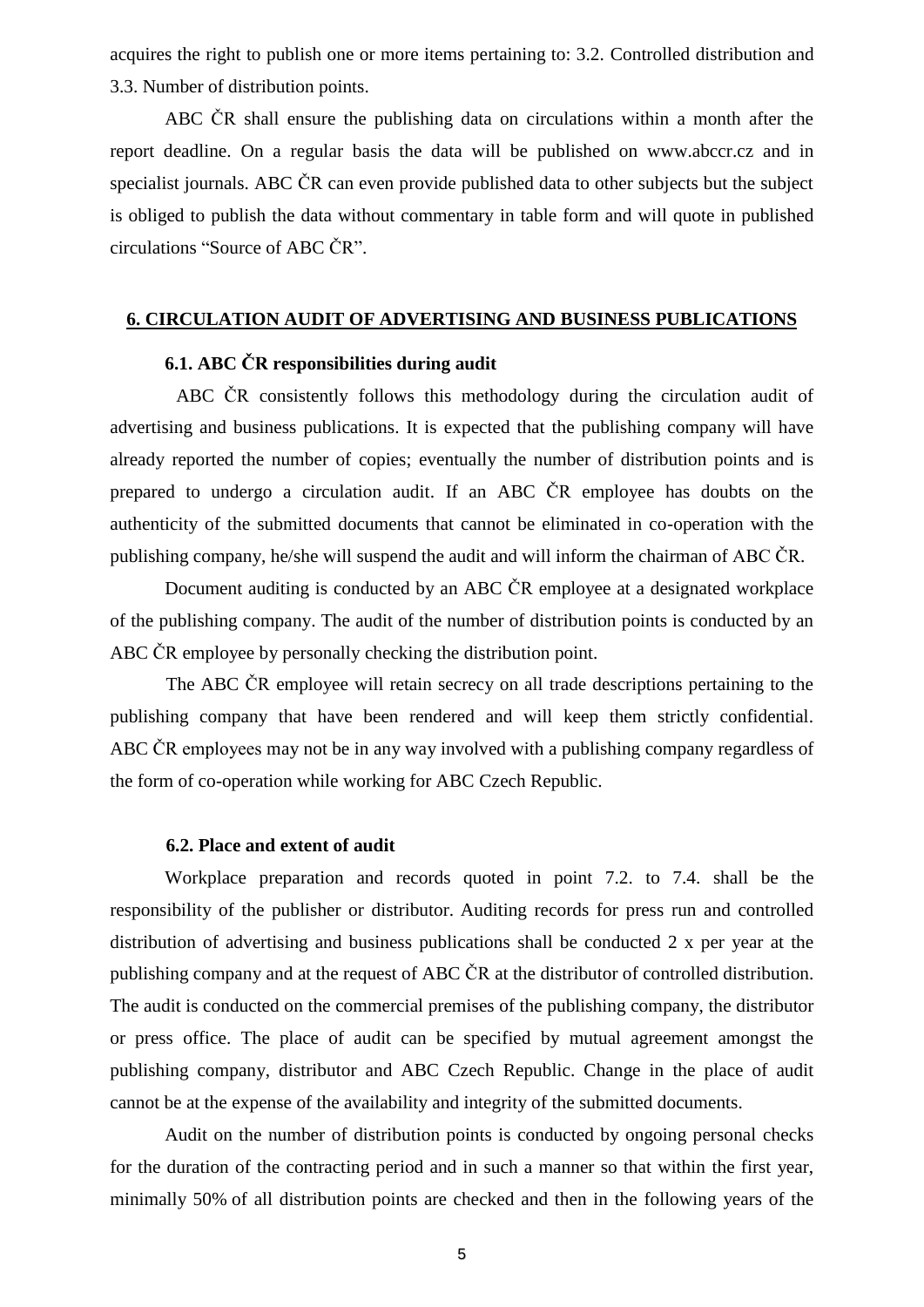acquires the right to publish one or more items pertaining to: 3.2. Controlled distribution and 3.3. Number of distribution points.

ABC ČR shall ensure the publishing data on circulations within a month after the report deadline. On a regular basis the data will be published on www.abccr.cz and in specialist journals. ABC ČR can even provide published data to other subjects but the subject is obliged to publish the data without commentary in table form and will quote in published circulations "Source of ABC ČR".

## 6. CIRCULATION AUDIT OF ADVERTISING AND BUSINESS PUBLICATIONS

### 6.1. ABC ČR responsibilities during audit

ABC ČR consistently follows this methodology during the circulation audit of advertising and business publications. It is expected that the publishing company will have already reported the number of copies; eventually the number of distribution points and is prepared to undergo a circulation audit. If an ABC ČR employee has doubts on the authenticity of the submitted documents that cannot be eliminated in co-operation with the publishing company, he/she will suspend the audit and will inform the chairman of ABC ČR.

Document auditing is conducted by an ABC ČR employee at a designated workplace of the publishing company. The audit of the number of distribution points is conducted by an ABC ČR employee by personally checking the distribution point.

The ABC ČR employee will retain secrecy on all trade descriptions pertaining to the publishing company that have been rendered and will keep them strictly confidential. ABC ČR employees may not be in any way involved with a publishing company regardless of the form of co-operation while working for ABC Czech Republic.

### 6.2. Place and extent of audit

Workplace preparation and records quoted in point 7.2. to 7.4. shall be the responsibility of the publisher or distributor. Auditing records for press run and controlled distribution of advertising and business publications shall be conducted 2 x per year at the publishing company and at the request of ABC ČR at the distributor of controlled distribution. The audit is conducted on the commercial premises of the publishing company, the distributor or press office. The place of audit can be specified by mutual agreement amongst the publishing company, distributor and ABC Czech Republic. Change in the place of audit cannot be at the expense of the availability and integrity of the submitted documents.

Audit on the number of distribution points is conducted by ongoing personal checks for the duration of the contracting period and in such a manner so that within the first year, minimally 50% of all distribution points are checked and then in the following years of the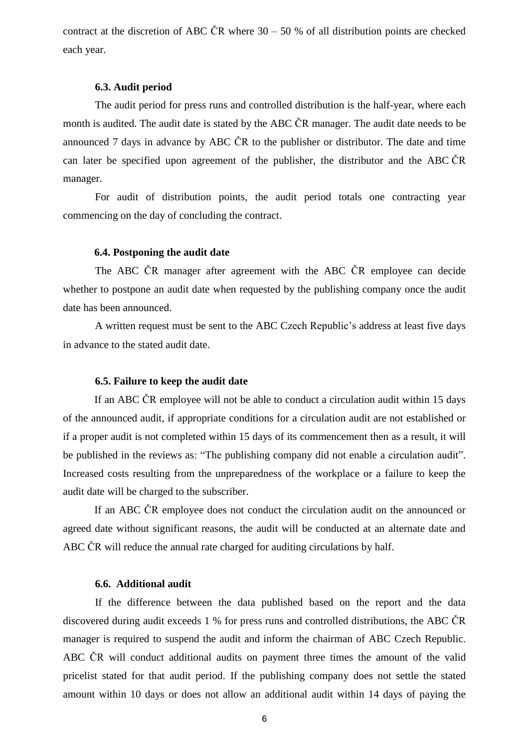contract at the discretion of ABC ČR where 30 – 50 % of all distribution points are checked each year.

### 6.3. Audit period

The audit period for press runs and controlled distribution is the half-year, where each month is audited. The audit date is stated by the ABC ČR manager. The audit date needs to be announced 7 days in advance by ABC ČR to the publisher or distributor. The date and time can later be specified upon agreement of the publisher, the distributor and the ABC ČR manager.

For audit of distribution points, the audit period totals one contracting year commencing on the day of concluding the contract.

### 6.4. Postponing the audit date

The ABC ČR manager after agreement with the ABC ČR employee can decide whether to postpone an audit date when requested by the publishing company once the audit date has been announced.

A written request must be sent to the ABC Czech Republic's address at least five days in advance to the stated audit date.

### 6.5. Failure to keep the audit date

If an ABC ČR employee will not be able to conduct a circulation audit within 15 days of the announced audit, if appropriate conditions for a circulation audit are not established or if a proper audit is not completed within 15 days of its commencement then as a result, it will be published in the reviews as: "The publishing company did not enable a circulation audit". Increased costs resulting from the unpreparedness of the workplace or a failure to keep the audit date will be charged to the subscriber.

If an ABC ČR employee does not conduct the circulation audit on the announced or agreed date without significant reasons, the audit will be conducted at an alternate date and ABC ČR will reduce the annual rate charged for auditing circulations by half.

### 6.6. Additional audit

If the difference between the data published based on the report and the data discovered during audit exceeds 1 % for press runs and controlled distributions, the ABC ČR manager is required to suspend the audit and inform the chairman of ABC Czech Republic. ABC ČR will conduct additional audits on payment three times the amount of the valid pricelist stated for that audit period. If the publishing company does not settle the stated amount within 10 days or does not allow an additional audit within 14 days of paying the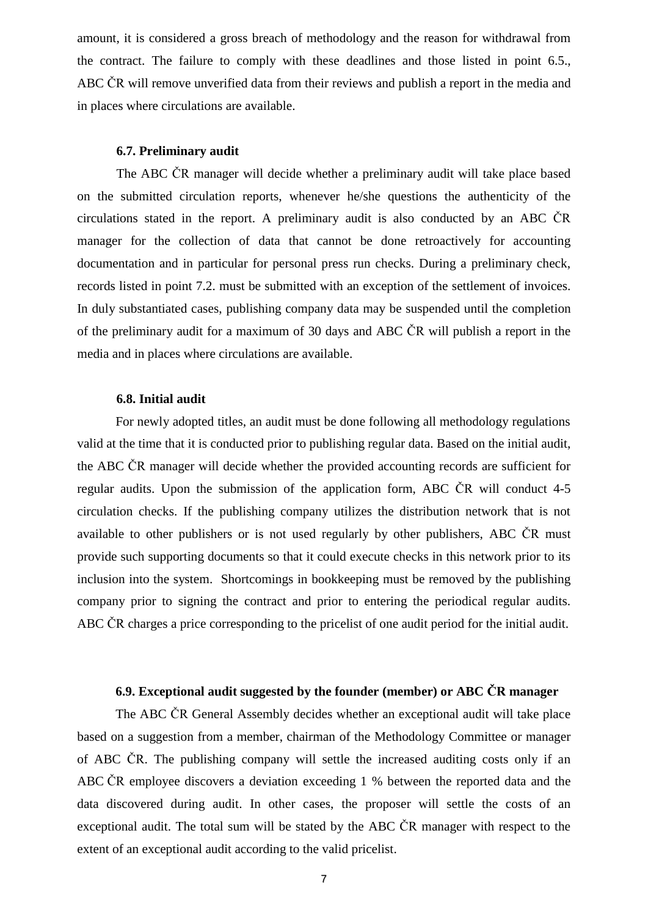amount, it is considered a gross breach of methodology and the reason for withdrawal from the contract. The failure to comply with these deadlines and those listed in point 6.5., ABC ČR will remove unverified data from their reviews and publish a report in the media and in places where circulations are available.

### 6.7. Preliminary audit

The ABC ČR manager will decide whether a preliminary audit will take place based on the submitted circulation reports, whenever he/she questions the authenticity of the circulations stated in the report. A preliminary audit is also conducted by an ABC ČR manager for the collection of data that cannot be done retroactively for accounting documentation and in particular for personal press run checks. During a preliminary check, records listed in point 7.2. must be submitted with an exception of the settlement of invoices. In duly substantiated cases, publishing company data may be suspended until the completion of the preliminary audit for a maximum of 30 days and ABC ČR will publish a report in the media and in places where circulations are available.

### 6.8. Initial audit

For newly adopted titles, an audit must be done following all methodology regulations valid at the time that it is conducted prior to publishing regular data. Based on the initial audit, the ABC ČR manager will decide whether the provided accounting records are sufficient for regular audits. Upon the submission of the application form, ABC ČR will conduct 4-5 circulation checks. If the publishing company utilizes the distribution network that is not available to other publishers or is not used regularly by other publishers, ABC ČR must provide such supporting documents so that it could execute checks in this network prior to its inclusion into the system. Shortcomings in bookkeeping must be removed by the publishing company prior to signing the contract and prior to entering the periodical regular audits. ABC ČR charges a price corresponding to the pricelist of one audit period for the initial audit.

### 6.9. Exceptional audit suggested by the founder (member) or ABC ČR manager

The ABC ČR General Assembly decides whether an exceptional audit will take place based on a suggestion from a member, chairman of the Methodology Committee or manager of ABC ČR. The publishing company will settle the increased auditing costs only if an ABC ČR employee discovers a deviation exceeding 1 % between the reported data and the data discovered during audit. In other cases, the proposer will settle the costs of an exceptional audit. The total sum will be stated by the ABC ČR manager with respect to the extent of an exceptional audit according to the valid pricelist.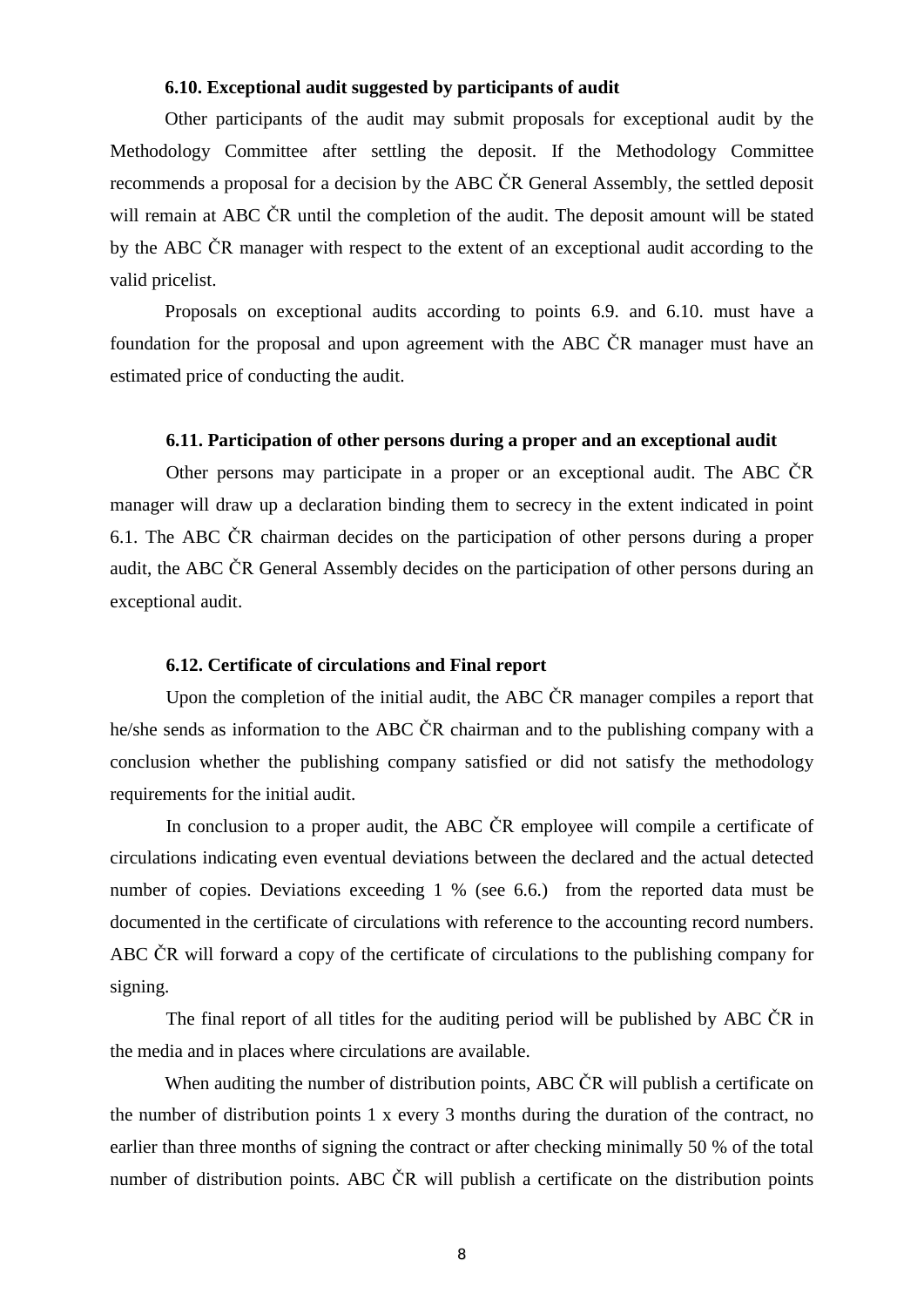### 6.10. Exceptional audit suggested by participants of audit

Other participants of the audit may submit proposals for exceptional audit by the Methodology Committee after settling the deposit. If the Methodology Committee recommends a proposal for a decision by the ABC ČR General Assembly, the settled deposit will remain at ABC ČR until the completion of the audit. The deposit amount will be stated by the ABC ČR manager with respect to the extent of an exceptional audit according to the valid pricelist.

Proposals on exceptional audits according to points 6.9. and 6.10. must have a foundation for the proposal and upon agreement with the ABC ČR manager must have an estimated price of conducting the audit.

### 6.11. Participation of other persons during a proper and an exceptional audit

Other persons may participate in a proper or an exceptional audit. The ABC ČR manager will draw up a declaration binding them to secrecy in the extent indicated in point 6.1. The ABC ČR chairman decides on the participation of other persons during a proper audit, the ABC ČR General Assembly decides on the participation of other persons during an exceptional audit.

### 6.12. Certificate of circulations and Final report

Upon the completion of the initial audit, the ABC ČR manager compiles a report that he/she sends as information to the ABC ČR chairman and to the publishing company with a conclusion whether the publishing company satisfied or did not satisfy the methodology requirements for the initial audit.

In conclusion to a proper audit, the ABC ČR employee will compile a certificate of circulations indicating even eventual deviations between the declared and the actual detected number of copies. Deviations exceeding 1 % (see 6.6.) from the reported data must be documented in the certificate of circulations with reference to the accounting record numbers. ABC ČR will forward a copy of the certificate of circulations to the publishing company for signing.

The final report of all titles for the auditing period will be published by ABC ČR in the media and in places where circulations are available.

When auditing the number of distribution points, ABC ČR will publish a certificate on the number of distribution points 1 x every 3 months during the duration of the contract, no earlier than three months of signing the contract or after checking minimally 50 % of the total number of distribution points. ABC ČR will publish a certificate on the distribution points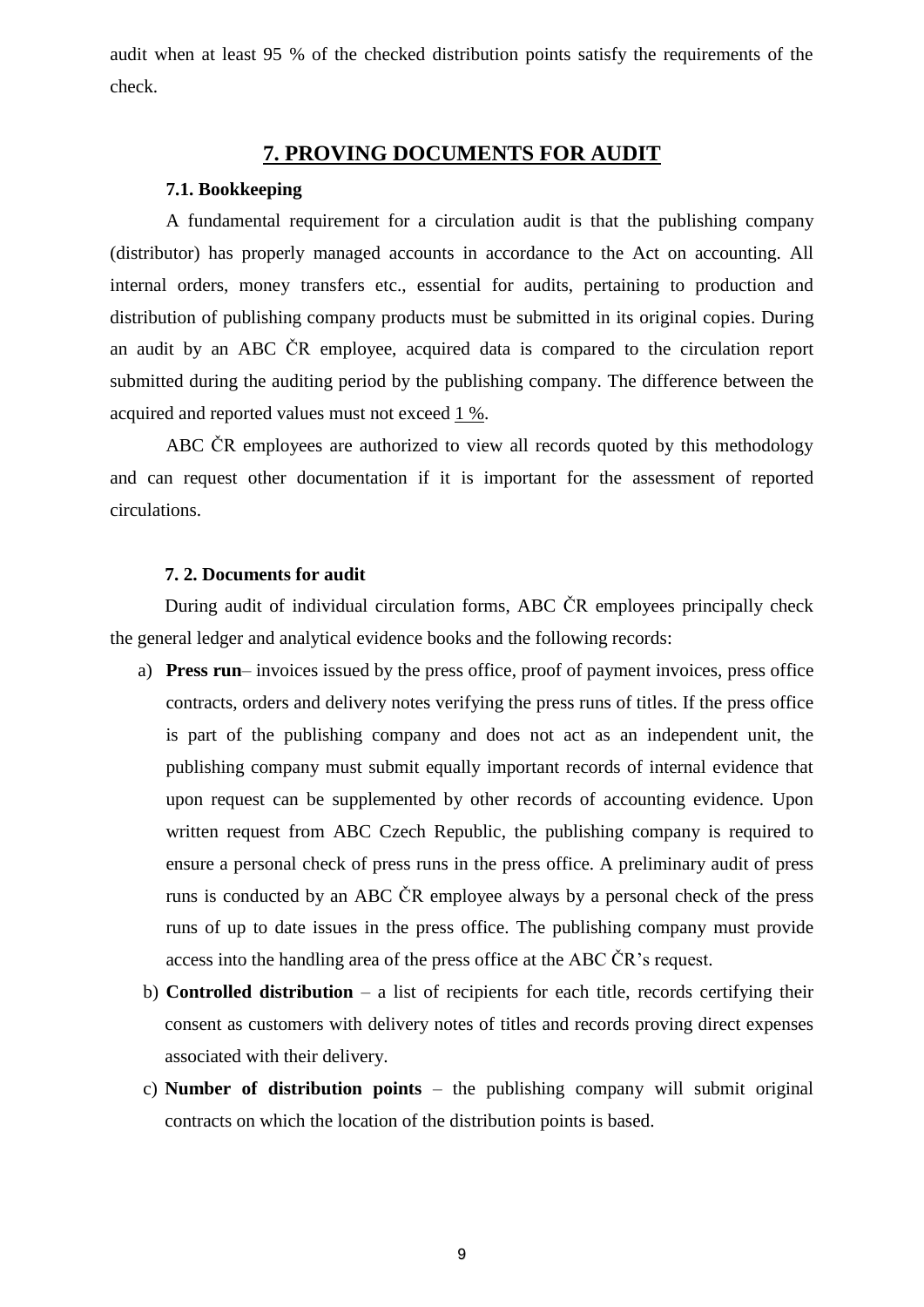audit when at least 95 % of the checked distribution points satisfy the requirements of the check.

## 7. PROVING DOCUMENTS FOR AUDIT

### 7.1. Bookkeeping

A fundamental requirement for a circulation audit is that the publishing company (distributor) has properly managed accounts in accordance to the Act on accounting. All internal orders, money transfers etc., essential for audits, pertaining to production and distribution of publishing company products must be submitted in its original copies. During an audit by an ABC ČR employee, acquired data is compared to the circulation report submitted during the auditing period by the publishing company. The difference between the acquired and reported values must not exceed 1 %.

ABC ČR employees are authorized to view all records quoted by this methodology and can request other documentation if it is important for the assessment of reported circulations.

### 7. 2. Documents for audit

During audit of individual circulation forms, ABC ČR employees principally check the general ledger and analytical evidence books and the following records:

a) **Press run**– invoices issued by the press office, proof of payment invoices, press office contracts, orders and delivery notes verifying the press runs of titles. If the press office is part of the publishing company and does not act as an independent unit, the publishing company must submit equally important records of internal evidence that upon request can be supplemented by other records of accounting evidence. Upon written request from ABC Czech Republic, the publishing company is required to ensure a personal check of press runs in the press office. A preliminary audit of press runs is conducted by an ABC ČR employee always by a personal check of the press runs of up to date issues in the press office. The publishing company must provide access into the handling area of the press office at the ABC ČR's request.

b) **Controlled distribution** – a list of recipients for each title, records certifying their consent as customers with delivery notes of titles and records proving direct expenses associated with their delivery.

c) **Number of distribution points** – the publishing company will submit original contracts on which the location of the distribution points is based.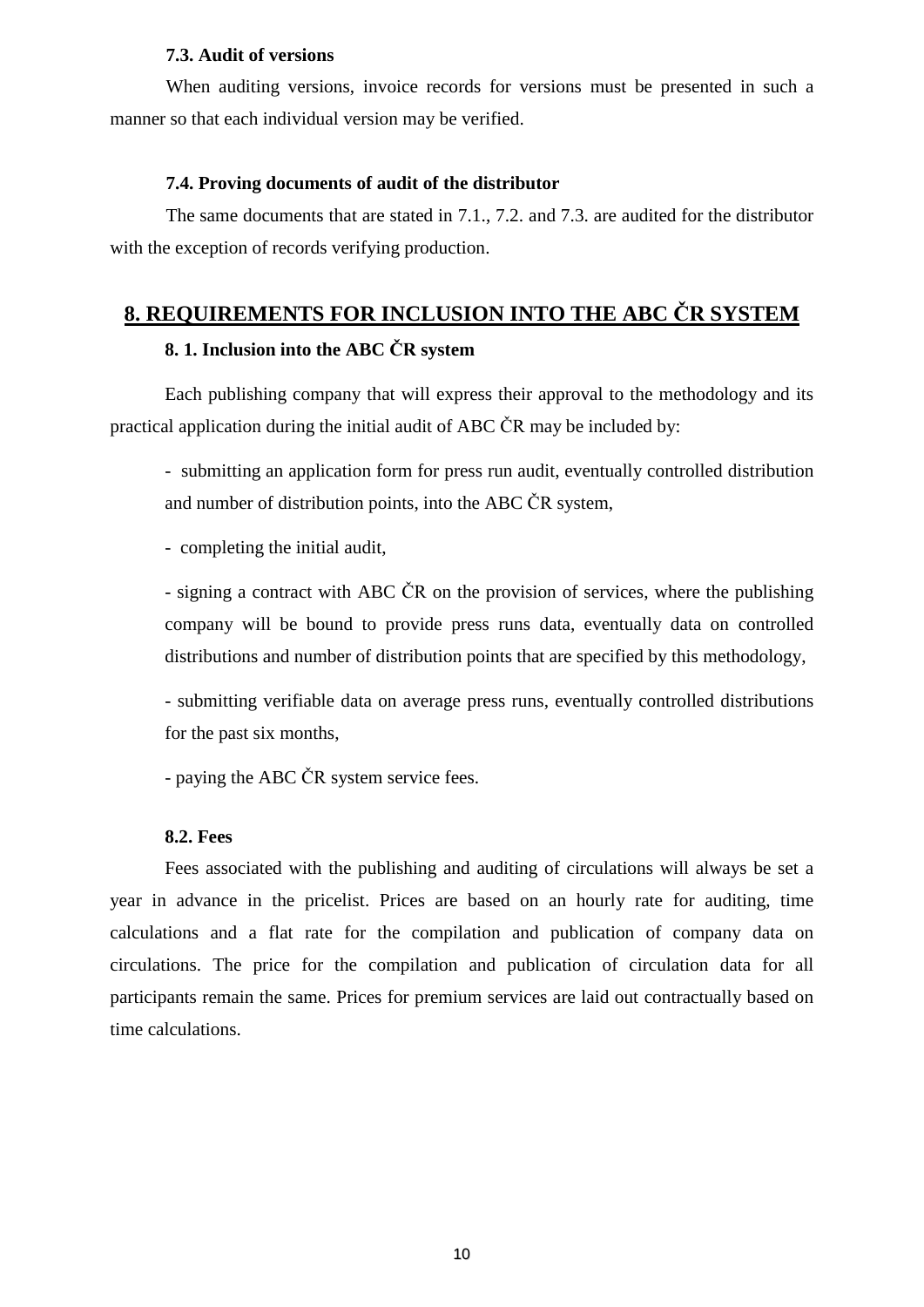### 7.3. Audit of versions

When auditing versions, invoice records for versions must be presented in such a manner so that each individual version may be verified.

### 7.4. Proving documents of audit of the distributor

The same documents that are stated in 7.1., 7.2. and 7.3. are audited for the distributor with the exception of records verifying production.

## 8. REQUIREMENTS FOR INCLUSION INTO THE ABC ČR SYSTEM

### 8. 1. Inclusion into the ABC ČR system

Each publishing company that will express their approval to the methodology and its practical application during the initial audit of ABC ČR may be included by:

- submitting an application form for press run audit, eventually controlled distribution and number of distribution points, into the ABC ČR system,
- completing the initial audit,
- signing a contract with ABC ČR on the provision of services, where the publishing company will be bound to provide press runs data, eventually data on controlled distributions and number of distribution points that are specified by this methodology,
- submitting verifiable data on average press runs, eventually controlled distributions for the past six months,
- paying the ABC ČR system service fees.

### 8.2. Fees

Fees associated with the publishing and auditing of circulations will always be set a year in advance in the pricelist. Prices are based on an hourly rate for auditing, time calculations and a flat rate for the compilation and publication of company data on circulations. The price for the compilation and publication of circulation data for all participants remain the same. Prices for premium services are laid out contractually based on time calculations.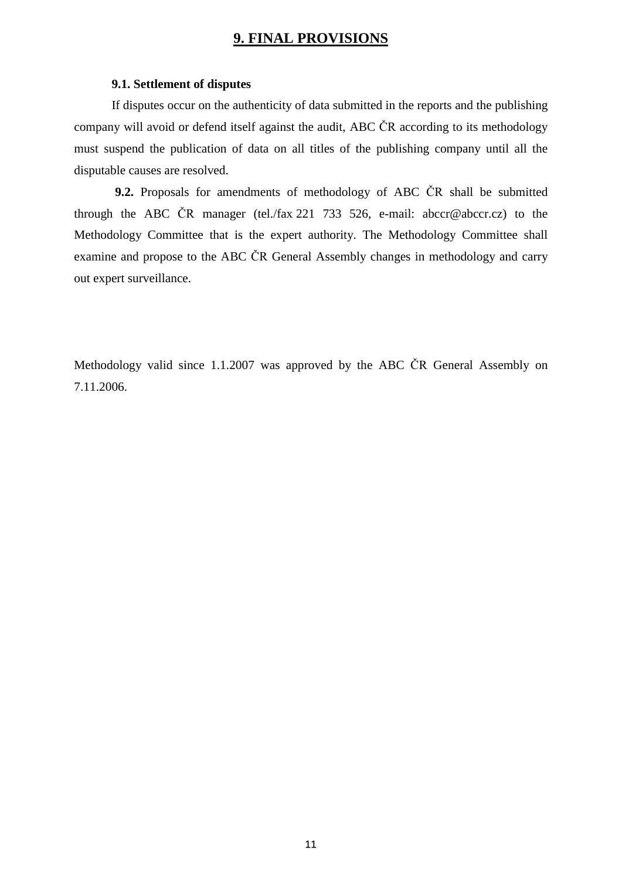# 9. FINAL PROVISIONS

**9.1. Settlement of disputes**

If disputes occur on the authenticity of data submitted in the reports and the publishing company will avoid or defend itself against the audit, ABC ČR according to its methodology must suspend the publication of data on all titles of the publishing company until all the disputable causes are resolved.

**9.2.** Proposals for amendments of methodology of ABC ČR shall be submitted through the ABC ČR manager (tel./fax 221 733 526, e-mail: abccr@abccr.cz) to the Methodology Committee that is the expert authority. The Methodology Committee shall examine and propose to the ABC ČR General Assembly changes in methodology and carry out expert surveillance.

Methodology valid since 1.1.2007 was approved by the ABC ČR General Assembly on 7.11.2006.